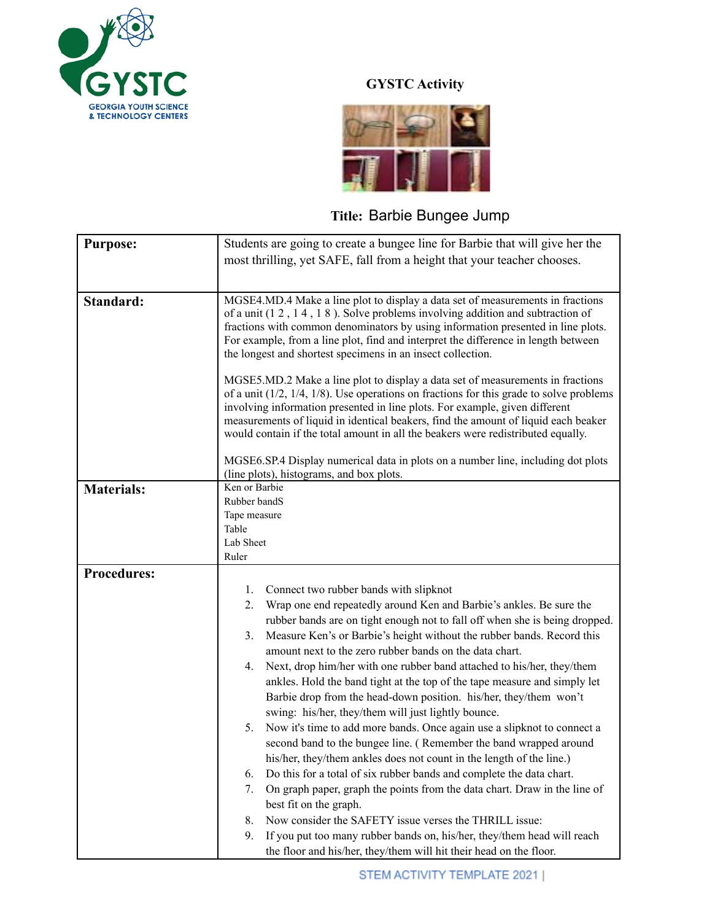GYSTC
GEORGIA YOUTH SCIENCE & TECHNOLOGY CENTERS

**GYSTC Activity**

**Title:** Barbie Bungee Jump

| | |
|---|---|
| **Purpose:** | Students are going to create a bungee line for Barbie that will give her the most thrilling, yet SAFE, fall from a height that your teacher chooses. |
| **Standard:** | MGSE4.MD.4 Make a line plot to display a data set of measurements in fractions of a unit (1 2 , 1 4 , 1 8 ). Solve problems involving addition and subtraction of fractions with common denominators by using information presented in line plots. For example, from a line plot, find and interpret the difference in length between the longest and shortest specimens in an insect collection.<br><br>MGSE5.MD.2 Make a line plot to display a data set of measurements in fractions of a unit (1/2, 1/4, 1/8). Use operations on fractions for this grade to solve problems involving information presented in line plots. For example, given different measurements of liquid in identical beakers, find the amount of liquid each beaker would contain if the total amount in all the beakers were redistributed equally.<br><br>MGSE6.SP.4 Display numerical data in plots on a number line, including dot plots (line plots), histograms, and box plots. |
| **Materials:** | Ken or Barbie<br>Rubber bandS<br>Tape measure<br>Table<br>Lab Sheet<br>Ruler |
| **Procedures:** | 1. Connect two rubber bands with slipknot<br>2. Wrap one end repeatedly around Ken and Barbie's ankles. Be sure the rubber bands are on tight enough not to fall off when she is being dropped.<br>3. Measure Ken's or Barbie's height without the rubber bands. Record this amount next to the zero rubber bands on the data chart.<br>4. Next, drop him/her with one rubber band attached to his/her, they/them ankles. Hold the band tight at the top of the tape measure and simply let Barbie drop from the head-down position. his/her, they/them won't swing: his/her, they/them will just lightly bounce.<br>5. Now it's time to add more bands. Once again use a slipknot to connect a second band to the bungee line. ( Remember the band wrapped around his/her, they/them ankles does not count in the length of the line.)<br>6. Do this for a total of six rubber bands and complete the data chart.<br>7. On graph paper, graph the points from the data chart. Draw in the line of best fit on the graph.<br>8. Now consider the SAFETY issue verses the THRILL issue:<br>9. If you put too many rubber bands on, his/her, they/them head will reach the floor and his/her, they/them will hit their head on the floor. |

STEM ACTIVITY TEMPLATE 2021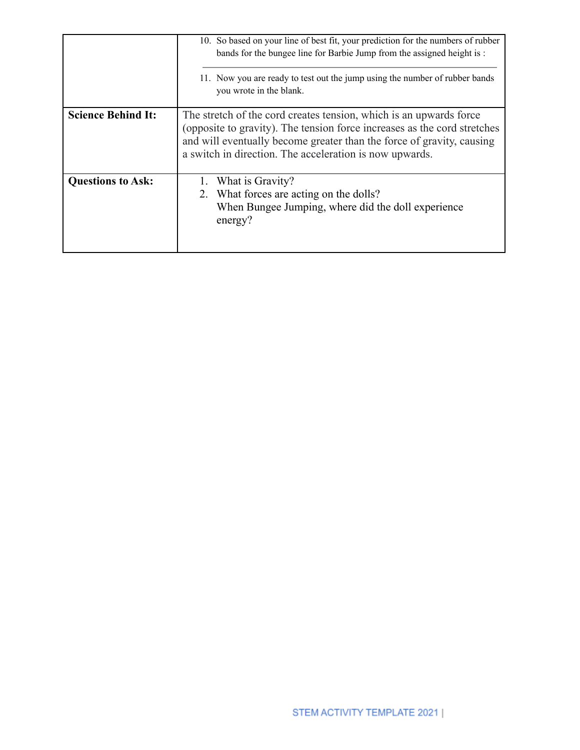| | |
|---|---|
| | 10. So based on your line of best fit, your prediction for the numbers of rubber bands for the bungee line for Barbie Jump from the assigned height is : ___________ <br> 11. Now you are ready to test out the jump using the number of rubber bands you wrote in the blank. |
| **Science Behind It:** | The stretch of the cord creates tension, which is an upwards force (opposite to gravity). The tension force increases as the cord stretches and will eventually become greater than the force of gravity, causing a switch in direction. The acceleration is now upwards. |
| **Questions to Ask:** | 1. What is Gravity? <br> 2. What forces are acting on the dolls? When Bungee Jumping, where did the doll experience energy? |